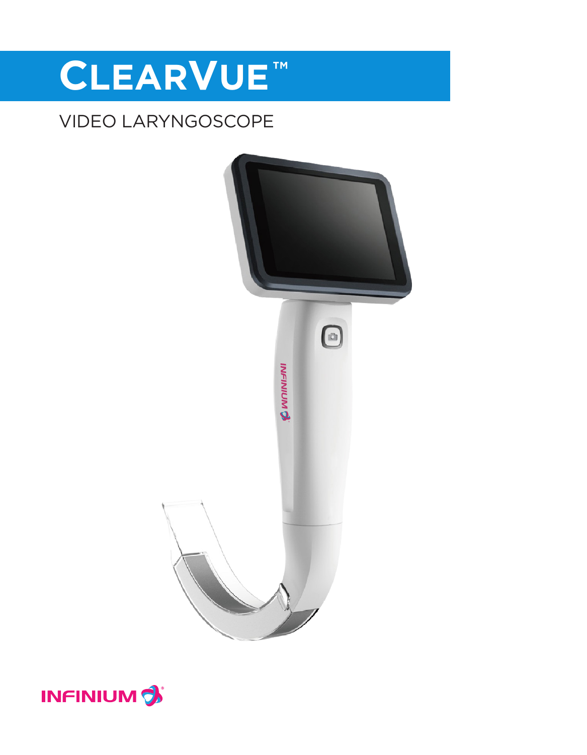# ClearVue™

## VIDEO LARYNGOSCOPE

INFINIUM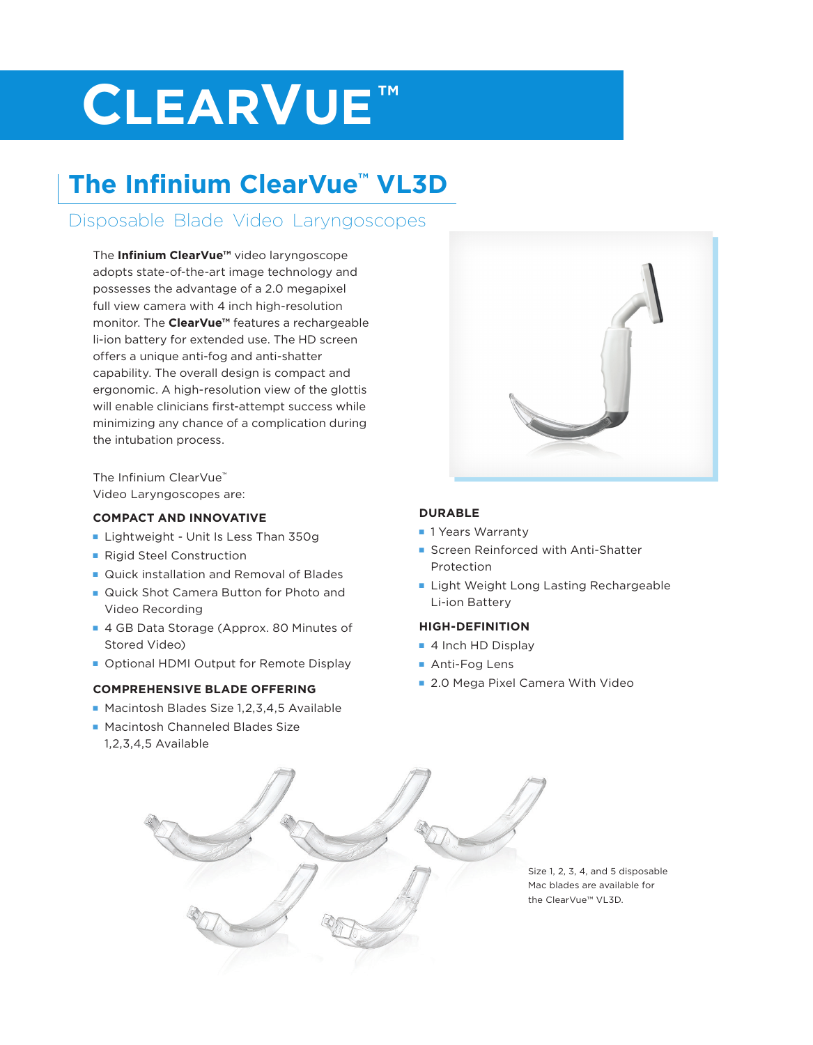# ClearVue™

## The Infinium ClearVue™ VL3D

### Disposable Blade Video Laryngoscopes

The **Infinium ClearVue™** video laryngoscope adopts state-of-the-art image technology and possesses the advantage of a 2.0 megapixel full view camera with 4 inch high-resolution monitor. The **ClearVue™** features a rechargeable li-ion battery for extended use. The HD screen offers a unique anti-fog and anti-shatter capability. The overall design is compact and ergonomic. A high-resolution view of the glottis will enable clinicians first-attempt success while minimizing any chance of a complication during the intubation process.

The Infinium ClearVue™ Video Laryngoscopes are:

**COMPACT AND INNOVATIVE**

- Lightweight - Unit Is Less Than 350g
- Rigid Steel Construction
- Quick installation and Removal of Blades
- Quick Shot Camera Button for Photo and Video Recording
- 4 GB Data Storage (Approx. 80 Minutes of Stored Video)
- Optional HDMI Output for Remote Display

**COMPREHENSIVE BLADE OFFERING**

- Macintosh Blades Size 1,2,3,4,5 Available
- Macintosh Channeled Blades Size 1,2,3,4,5 Available

**DURABLE**

- 1 Years Warranty
- Screen Reinforced with Anti-Shatter Protection
- Light Weight Long Lasting Rechargeable Li-ion Battery

**HIGH-DEFINITION**

- 4 Inch HD Display
- Anti-Fog Lens
- 2.0 Mega Pixel Camera With Video

Size 1, 2, 3, 4, and 5 disposable Mac blades are available for the ClearVue™ VL3D.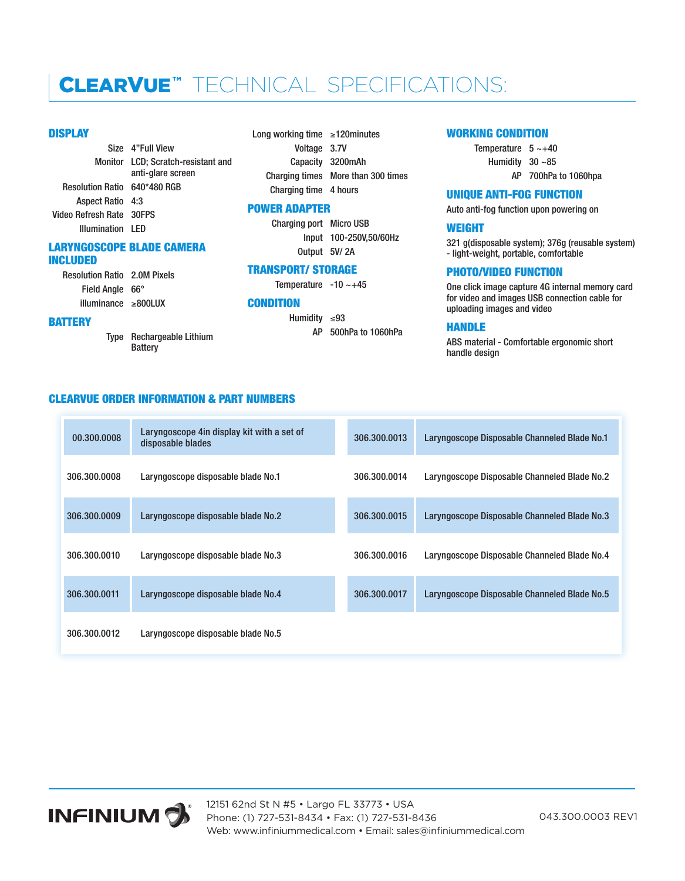# CLEARVUE™ TECHNICAL SPECIFICATIONS:

## DISPLAY

| | |
|---|---|
| Size | 4"Full View |
| Monitor | LCD; Scratch-resistant and anti-glare screen |
| Resolution Ratio | 640*480 RGB |
| Aspect Ratio | 4:3 |
| Video Refresh Rate | 30FPS |
| Illumination | LED |

## LARYNGOSCOPE BLADE CAMERA INCLUDED

| | |
|---|---|
| Resolution Ratio | 2.0M Pixels |
| Field Angle | 66° |
| illuminance | ≥800LUX |

## BATTERY

| | |
|---|---|
| Type | Rechargeable Lithium Battery |
| Long working time | ≥120minutes |
| Voltage | 3.7V |
| Capacity | 3200mAh |
| Charging times | More than 300 times |
| Charging time | 4 hours |

## POWER ADAPTER

| | |
|---|---|
| Charging port | Micro USB |
| Input | 100-250V,50/60Hz |
| Output | 5V/ 2A |

## TRANSPORT/ STORAGE

| | |
|---|---|
| Temperature | -10 ~+45 |

## CONDITION

| | |
|---|---|
| Humidity | ≤93 |
| AP | 500hPa to 1060hPa |

## WORKING CONDITION

| | |
|---|---|
| Temperature | 5 ~+40 |
| Humidity | 30 ~85 |
| AP | 700hPa to 1060hpa |

## UNIQUE ANTI-FOG FUNCTION

Auto anti-fog function upon powering on

## WEIGHT

321 g(disposable system); 376g (reusable system) - light-weight, portable, comfortable

## PHOTO/VIDEO FUNCTION

One click image capture 4G internal memory card for video and images USB connection cable for uploading images and video

## HANDLE

ABS material - Comfortable ergonomic short handle design

## CLEARVUE ORDER INFORMATION & PART NUMBERS

| | | | |
|---|---|---|---|
| 00.300.0008 | Laryngoscope 4in display kit with a set of disposable blades | 306.300.0013 | Laryngoscope Disposable Channeled Blade No.1 |
| 306.300.0008 | Laryngoscope disposable blade No.1 | 306.300.0014 | Laryngoscope Disposable Channeled Blade No.2 |
| 306.300.0009 | Laryngoscope disposable blade No.2 | 306.300.0015 | Laryngoscope Disposable Channeled Blade No.3 |
| 306.300.0010 | Laryngoscope disposable blade No.3 | 306.300.0016 | Laryngoscope Disposable Channeled Blade No.4 |
| 306.300.0011 | Laryngoscope disposable blade No.4 | 306.300.0017 | Laryngoscope Disposable Channeled Blade No.5 |
| 306.300.0012 | Laryngoscope disposable blade No.5 | | |

INFINIUM®

12151 62nd St N #5 • Largo FL 33773 • USA
Phone: (1) 727-531-8434 • Fax: (1) 727-531-8436
Web: www.infiniummedical.com • Email: sales@infiniummedical.com

043.300.0003 REV1